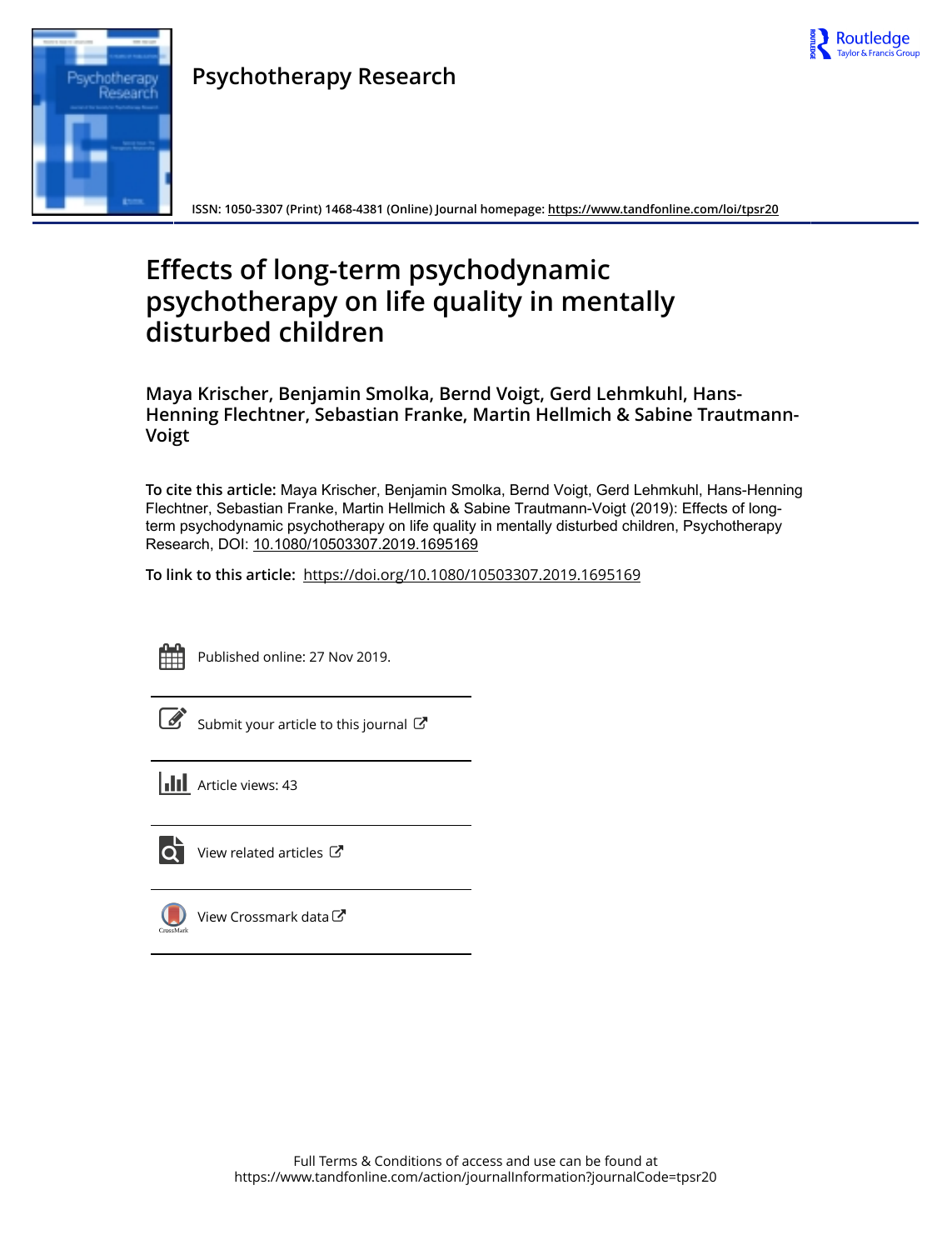# Psychotherapy Research

ISSN: 1050-3307 (Print) 1468-4381 (Online) Journal homepage: https://www.tandfonline.com/loi/tpsr20

# Effects of long-term psychodynamic psychotherapy on life quality in mentally disturbed children

**Maya Krischer, Benjamin Smolka, Bernd Voigt, Gerd Lehmkuhl, Hans-Henning Flechtner, Sebastian Franke, Martin Hellmich & Sabine Trautmann-Voigt**

**To cite this article:** Maya Krischer, Benjamin Smolka, Bernd Voigt, Gerd Lehmkuhl, Hans-Henning Flechtner, Sebastian Franke, Martin Hellmich & Sabine Trautmann-Voigt (2019): Effects of long-term psychodynamic psychotherapy on life quality in mentally disturbed children, Psychotherapy Research, DOI: 10.1080/10503307.2019.1695169

**To link to this article:** https://doi.org/10.1080/10503307.2019.1695169

Published online: 27 Nov 2019.

Submit your article to this journal

Article views: 43

View related articles

View Crossmark data

Full Terms & Conditions of access and use can be found at https://www.tandfonline.com/action/journalInformation?journalCode=tpsr20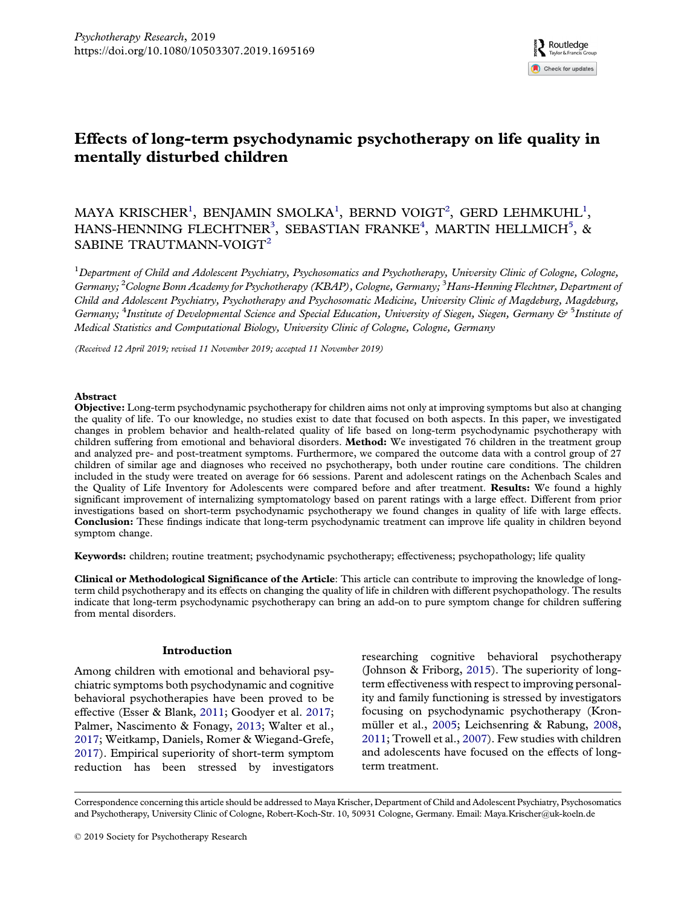# Effects of long-term psychodynamic psychotherapy on life quality in mentally disturbed children

MAYA KRISCHER[1], BENJAMIN SMOLKA[1], BERND VOIGT[2], GERD LEHMKUHL[1], HANS-HENNING FLECHTNER[3], SEBASTIAN FRANKE[4], MARTIN HELLMICH[5], & SABINE TRAUTMANN-VOIGT[2]

[1]*Department of Child and Adolescent Psychiatry, Psychosomatics and Psychotherapy, University Clinic of Cologne, Cologne, Germany;* [2]*Cologne Bonn Academy for Psychotherapy (KBAP), Cologne, Germany;* [3]*Hans-Henning Flechtner, Department of Child and Adolescent Psychiatry, Psychotherapy and Psychosomatic Medicine, University Clinic of Magdeburg, Magdeburg, Germany;* [4]*Institute of Developmental Science and Special Education, University of Siegen, Siegen, Germany &* [5]*Institute of Medical Statistics and Computational Biology, University Clinic of Cologne, Cologne, Germany*

*(Received 12 April 2019; revised 11 November 2019; accepted 11 November 2019)*

## Abstract

**Objective:** Long-term psychodynamic psychotherapy for children aims not only at improving symptoms but also at changing the quality of life. To our knowledge, no studies exist to date that focused on both aspects. In this paper, we investigated changes in problem behavior and health-related quality of life based on long-term psychodynamic psychotherapy with children suffering from emotional and behavioral disorders. **Method:** We investigated 76 children in the treatment group and analyzed pre- and post-treatment symptoms. Furthermore, we compared the outcome data with a control group of 27 children of similar age and diagnoses who received no psychotherapy, both under routine care conditions. The children included in the study were treated on average for 66 sessions. Parent and adolescent ratings on the Achenbach Scales and the Quality of Life Inventory for Adolescents were compared before and after treatment. **Results:** We found a highly significant improvement of internalizing symptomatology based on parent ratings with a large effect. Different from prior investigations based on short-term psychodynamic psychotherapy we found changes in quality of life with large effects. **Conclusion:** These findings indicate that long-term psychodynamic treatment can improve life quality in children beyond symptom change.

**Keywords:** children; routine treatment; psychodynamic psychotherapy; effectiveness; psychopathology; life quality

**Clinical or Methodological Significance of the Article**: This article can contribute to improving the knowledge of long-term child psychotherapy and its effects on changing the quality of life in children with different psychopathology. The results indicate that long-term psychodynamic psychotherapy can bring an add-on to pure symptom change for children suffering from mental disorders.

## Introduction

Among children with emotional and behavioral psychiatric symptoms both psychodynamic and cognitive behavioral psychotherapies have been proved to be effective (Esser & Blank, 2011; Goodyer et al. 2017; Palmer, Nascimento & Fonagy, 2013; Walter et al., 2017; Weitkamp, Daniels, Romer & Wiegand-Grefe, 2017). Empirical superiority of short-term symptom reduction has been stressed by investigators researching cognitive behavioral psychotherapy (Johnson & Friborg, 2015). The superiority of long-term effectiveness with respect to improving personality and family functioning is stressed by investigators focusing on psychodynamic psychotherapy (Kronmüller et al., 2005; Leichsenring & Rabung, 2008, 2011; Trowell et al., 2007). Few studies with children and adolescents have focused on the effects of long-term treatment.

Correspondence concerning this article should be addressed to Maya Krischer, Department of Child and Adolescent Psychiatry, Psychosomatics and Psychotherapy, University Clinic of Cologne, Robert-Koch-Str. 10, 50931 Cologne, Germany. Email: Maya.Krischer@uk-koeln.de

© 2019 Society for Psychotherapy Research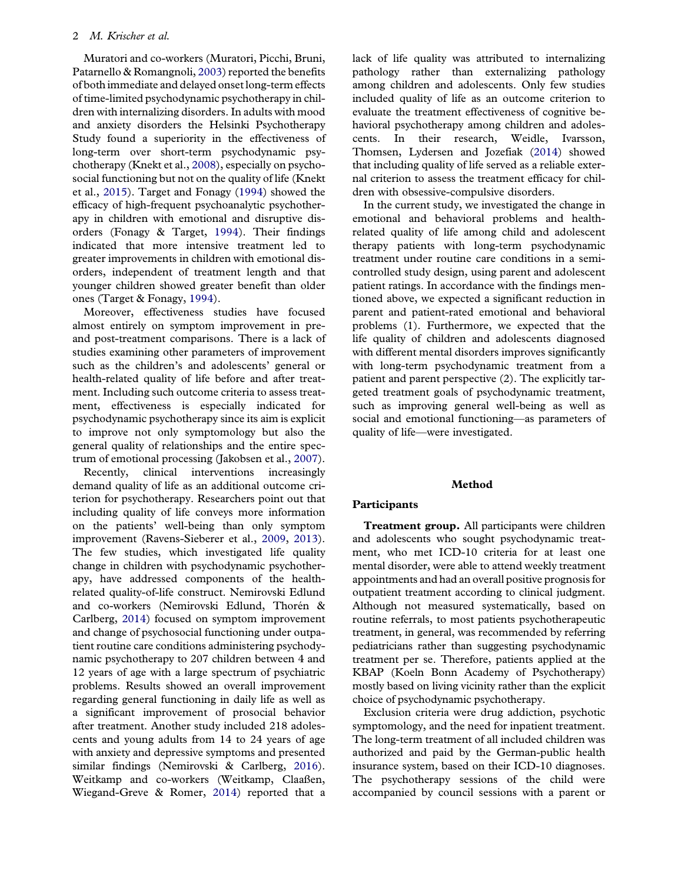Muratori and co-workers (Muratori, Picchi, Bruni, Patarnello & Romangnoli, 2003) reported the benefits of both immediate and delayed onset long-term effects of time-limited psychodynamic psychotherapy in children with internalizing disorders. In adults with mood and anxiety disorders the Helsinki Psychotherapy Study found a superiority in the effectiveness of long-term over short-term psychodynamic psychotherapy (Knekt et al., 2008), especially on psychosocial functioning but not on the quality of life (Knekt et al., 2015). Target and Fonagy (1994) showed the efficacy of high-frequent psychoanalytic psychotherapy in children with emotional and disruptive disorders (Fonagy & Target, 1994). Their findings indicated that more intensive treatment led to greater improvements in children with emotional disorders, independent of treatment length and that younger children showed greater benefit than older ones (Target & Fonagy, 1994).

Moreover, effectiveness studies have focused almost entirely on symptom improvement in pre- and post-treatment comparisons. There is a lack of studies examining other parameters of improvement such as the children's and adolescents' general or health-related quality of life before and after treatment. Including such outcome criteria to assess treatment, effectiveness is especially indicated for psychodynamic psychotherapy since its aim is explicit to improve not only symptomology but also the general quality of relationships and the entire spectrum of emotional processing (Jakobsen et al., 2007).

Recently, clinical interventions increasingly demand quality of life as an additional outcome criterion for psychotherapy. Researchers point out that including quality of life conveys more information on the patients' well-being than only symptom improvement (Ravens-Sieberer et al., 2009, 2013). The few studies, which investigated life quality change in children with psychodynamic psychotherapy, have addressed components of the health-related quality-of-life construct. Nemirovski Edlund and co-workers (Nemirovski Edlund, Thorén & Carlberg, 2014) focused on symptom improvement and change of psychosocial functioning under outpatient routine care conditions administering psychodynamic psychotherapy to 207 children between 4 and 12 years of age with a large spectrum of psychiatric problems. Results showed an overall improvement regarding general functioning in daily life as well as a significant improvement of prosocial behavior after treatment. Another study included 218 adolescents and young adults from 14 to 24 years of age with anxiety and depressive symptoms and presented similar findings (Nemirovski & Carlberg, 2016). Weitkamp and co-workers (Weitkamp, Claaßen, Wiegand-Greve & Romer, 2014) reported that a lack of life quality was attributed to internalizing pathology rather than externalizing pathology among children and adolescents. Only few studies included quality of life as an outcome criterion to evaluate the treatment effectiveness of cognitive behavioral psychotherapy among children and adolescents. In their research, Weidle, Ivarsson, Thomsen, Lydersen and Jozefiak (2014) showed that including quality of life served as a reliable external criterion to assess the treatment efficacy for children with obsessive-compulsive disorders.

In the current study, we investigated the change in emotional and behavioral problems and health-related quality of life among child and adolescent therapy patients with long-term psychodynamic treatment under routine care conditions in a semi-controlled study design, using parent and adolescent patient ratings. In accordance with the findings mentioned above, we expected a significant reduction in parent and patient-rated emotional and behavioral problems (1). Furthermore, we expected that the life quality of children and adolescents diagnosed with different mental disorders improves significantly with long-term psychodynamic treatment from a patient and parent perspective (2). The explicitly targeted treatment goals of psychodynamic treatment, such as improving general well-being as well as social and emotional functioning—as parameters of quality of life—were investigated.

## Method

### Participants

**Treatment group.** All participants were children and adolescents who sought psychodynamic treatment, who met ICD-10 criteria for at least one mental disorder, were able to attend weekly treatment appointments and had an overall positive prognosis for outpatient treatment according to clinical judgment. Although not measured systematically, based on routine referrals, to most patients psychotherapeutic treatment, in general, was recommended by referring pediatricians rather than suggesting psychodynamic treatment per se. Therefore, patients applied at the KBAP (Koeln Bonn Academy of Psychotherapy) mostly based on living vicinity rather than the explicit choice of psychodynamic psychotherapy.

Exclusion criteria were drug addiction, psychotic symptomology, and the need for inpatient treatment. The long-term treatment of all included children was authorized and paid by the German-public health insurance system, based on their ICD-10 diagnoses. The psychotherapy sessions of the child were accompanied by council sessions with a parent or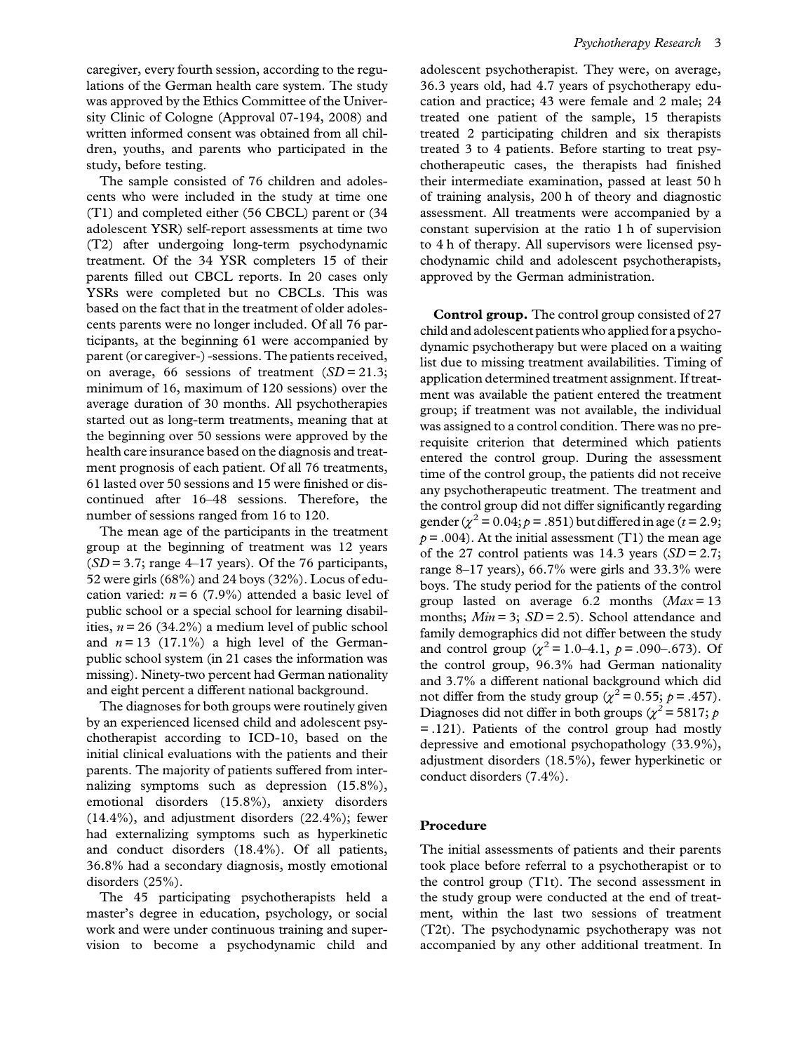caregiver, every fourth session, according to the regulations of the German health care system. The study was approved by the Ethics Committee of the University Clinic of Cologne (Approval 07-194, 2008) and written informed consent was obtained from all children, youths, and parents who participated in the study, before testing.

The sample consisted of 76 children and adolescents who were included in the study at time one (T1) and completed either (56 CBCL) parent or (34 adolescent YSR) self-report assessments at time two (T2) after undergoing long-term psychodynamic treatment. Of the 34 YSR completers 15 of their parents filled out CBCL reports. In 20 cases only YSRs were completed but no CBCLs. This was based on the fact that in the treatment of older adolescents parents were no longer included. Of all 76 participants, at the beginning 61 were accompanied by parent (or caregiver-) -sessions. The patients received, on average, 66 sessions of treatment ($SD = 21.3$; minimum of 16, maximum of 120 sessions) over the average duration of 30 months. All psychotherapies started out as long-term treatments, meaning that at the beginning over 50 sessions were approved by the health care insurance based on the diagnosis and treatment prognosis of each patient. Of all 76 treatments, 61 lasted over 50 sessions and 15 were finished or discontinued after 16–48 sessions. Therefore, the number of sessions ranged from 16 to 120.

The mean age of the participants in the treatment group at the beginning of treatment was 12 years ($SD = 3.7$; range 4–17 years). Of the 76 participants, 52 were girls (68%) and 24 boys (32%). Locus of education varied: $n = 6$ (7.9%) attended a basic level of public school or a special school for learning disabilities, $n = 26$ (34.2%) a medium level of public school and $n = 13$ (17.1%) a high level of the German-public school system (in 21 cases the information was missing). Ninety-two percent had German nationality and eight percent a different national background.

The diagnoses for both groups were routinely given by an experienced licensed child and adolescent psychotherapist according to ICD-10, based on the initial clinical evaluations with the patients and their parents. The majority of patients suffered from internalizing symptoms such as depression (15.8%), emotional disorders (15.8%), anxiety disorders (14.4%), and adjustment disorders (22.4%); fewer had externalizing symptoms such as hyperkinetic and conduct disorders (18.4%). Of all patients, 36.8% had a secondary diagnosis, mostly emotional disorders (25%).

The 45 participating psychotherapists held a master's degree in education, psychology, or social work and were under continuous training and supervision to become a psychodynamic child and adolescent psychotherapist. They were, on average, 36.3 years old, had 4.7 years of psychotherapy education and practice; 43 were female and 2 male; 24 treated one patient of the sample, 15 therapists treated 2 participating children and six therapists treated 3 to 4 patients. Before starting to treat psychotherapeutic cases, the therapists had finished their intermediate examination, passed at least 50 h of training analysis, 200 h of theory and diagnostic assessment. All treatments were accompanied by a constant supervision at the ratio 1 h of supervision to 4 h of therapy. All supervisors were licensed psychodynamic child and adolescent psychotherapists, approved by the German administration.

**Control group.** The control group consisted of 27 child and adolescent patients who applied for a psychodynamic psychotherapy but were placed on a waiting list due to missing treatment availabilities. Timing of application determined treatment assignment. If treatment was available the patient entered the treatment group; if treatment was not available, the individual was assigned to a control condition. There was no prerequisite criterion that determined which patients entered the control group. During the assessment time of the control group, the patients did not receive any psychotherapeutic treatment. The treatment and the control group did not differ significantly regarding gender ($\chi^2 = 0.04$; $p = .851$) but differed in age ($t = 2.9$; $p = .004$). At the initial assessment (T1) the mean age of the 27 control patients was 14.3 years ($SD = 2.7$; range 8–17 years), 66.7% were girls and 33.3% were boys. The study period for the patients of the control group lasted on average 6.2 months ($Max = 13$ months; $Min = 3$; $SD = 2.5$). School attendance and family demographics did not differ between the study and control group ($\chi^2 = 1.0$–$4.1$, $p = .090$–$.673$). Of the control group, 96.3% had German nationality and 3.7% a different national background which did not differ from the study group ($\chi^2 = 0.55$; $p = .457$). Diagnoses did not differ in both groups ($\chi^2 = 5817$; $p = .121$). Patients of the control group had mostly depressive and emotional psychopathology (33.9%), adjustment disorders (18.5%), fewer hyperkinetic or conduct disorders (7.4%).

## Procedure

The initial assessments of patients and their parents took place before referral to a psychotherapist or to the control group (T1t). The second assessment in the study group were conducted at the end of treatment, within the last two sessions of treatment (T2t). The psychodynamic psychotherapy was not accompanied by any other additional treatment. In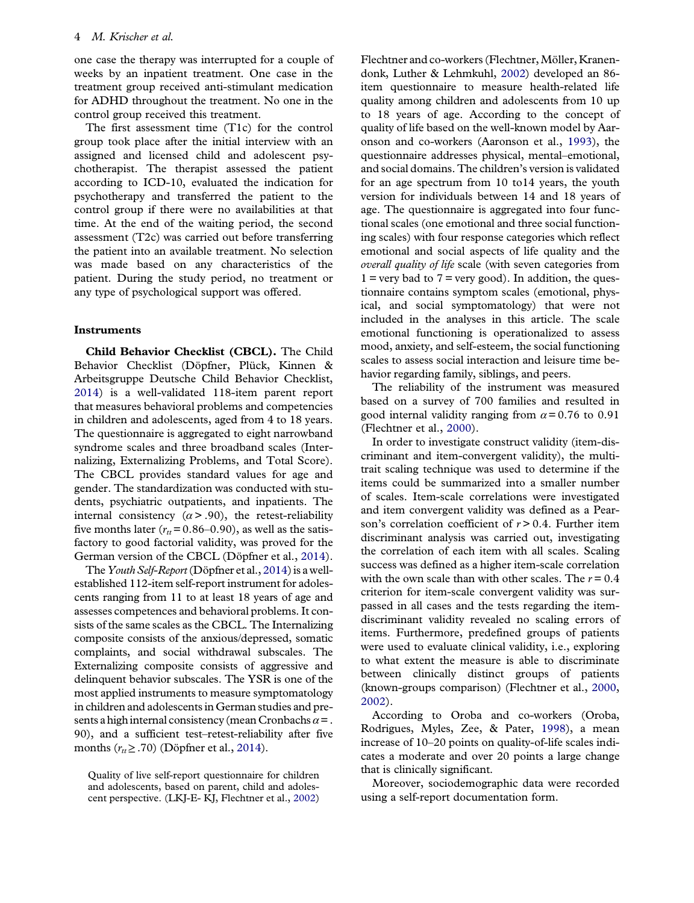one case the therapy was interrupted for a couple of weeks by an inpatient treatment. One case in the treatment group received anti-stimulant medication for ADHD throughout the treatment. No one in the control group received this treatment.

The first assessment time (T1c) for the control group took place after the initial interview with an assigned and licensed child and adolescent psychotherapist. The therapist assessed the patient according to ICD-10, evaluated the indication for psychotherapy and transferred the patient to the control group if there were no availabilities at that time. At the end of the waiting period, the second assessment (T2c) was carried out before transferring the patient into an available treatment. No selection was made based on any characteristics of the patient. During the study period, no treatment or any type of psychological support was offered.

## Instruments

**Child Behavior Checklist (CBCL).** The Child Behavior Checklist (Döpfner, Plück, Kinnen & Arbeitsgruppe Deutsche Child Behavior Checklist, 2014) is a well-validated 118-item parent report that measures behavioral problems and competencies in children and adolescents, aged from 4 to 18 years. The questionnaire is aggregated to eight narrowband syndrome scales and three broadband scales (Internalizing, Externalizing Problems, and Total Score). The CBCL provides standard values for age and gender. The standardization was conducted with students, psychiatric outpatients, and inpatients. The internal consistency ($\alpha > .90$), the retest-reliability five months later ($r_{tt} = 0.86–0.90$), as well as the satisfactory to good factorial validity, was proved for the German version of the CBCL (Döpfner et al., 2014).

The *Youth Self-Report* (Döpfner et al., 2014) is a well-established 112-item self-report instrument for adolescents ranging from 11 to at least 18 years of age and assesses competences and behavioral problems. It consists of the same scales as the CBCL. The Internalizing composite consists of the anxious/depressed, somatic complaints, and social withdrawal subscales. The Externalizing composite consists of aggressive and delinquent behavior subscales. The YSR is one of the most applied instruments to measure symptomatology in children and adolescents in German studies and presents a high internal consistency (mean Cronbachs $\alpha = .90$), and a sufficient test–retest-reliability after five months ($r_{tt} \geq .70$) (Döpfner et al., 2014).

Quality of live self-report questionnaire for children and adolescents, based on parent, child and adolescent perspective. (LKJ-E- KJ, Flechtner et al., 2002)

Flechtner and co-workers (Flechtner, Möller, Kranendonk, Luther & Lehmkuhl, 2002) developed an 86-item questionnaire to measure health-related life quality among children and adolescents from 10 up to 18 years of age. According to the concept of quality of life based on the well-known model by Aaronson and co-workers (Aaronson et al., 1993), the questionnaire addresses physical, mental–emotional, and social domains. The children's version is validated for an age spectrum from 10 to14 years, the youth version for individuals between 14 and 18 years of age. The questionnaire is aggregated into four functional scales (one emotional and three social functioning scales) with four response categories which reflect emotional and social aspects of life quality and the *overall quality of life* scale (with seven categories from 1 = very bad to 7 = very good). In addition, the questionnaire contains symptom scales (emotional, physical, and social symptomatology) that were not included in the analyses in this article. The scale emotional functioning is operationalized to assess mood, anxiety, and self-esteem, the social functioning scales to assess social interaction and leisure time behavior regarding family, siblings, and peers.

The reliability of the instrument was measured based on a survey of 700 families and resulted in good internal validity ranging from $\alpha = 0.76$ to 0.91 (Flechtner et al., 2000).

In order to investigate construct validity (item-discriminant and item-convergent validity), the multitrait scaling technique was used to determine if the items could be summarized into a smaller number of scales. Item-scale correlations were investigated and item convergent validity was defined as a Pearson's correlation coefficient of $r > 0.4$. Further item discriminant analysis was carried out, investigating the correlation of each item with all scales. Scaling success was defined as a higher item-scale correlation with the own scale than with other scales. The $r = 0.4$ criterion for item-scale convergent validity was surpassed in all cases and the tests regarding the item-discriminant validity revealed no scaling errors of items. Furthermore, predefined groups of patients were used to evaluate clinical validity, i.e., exploring to what extent the measure is able to discriminate between clinically distinct groups of patients (known-groups comparison) (Flechtner et al., 2000, 2002).

According to Oroba and co-workers (Oroba, Rodrigues, Myles, Zee, & Pater, 1998), a mean increase of 10–20 points on quality-of-life scales indicates a moderate and over 20 points a large change that is clinically significant.

Moreover, sociodemographic data were recorded using a self-report documentation form.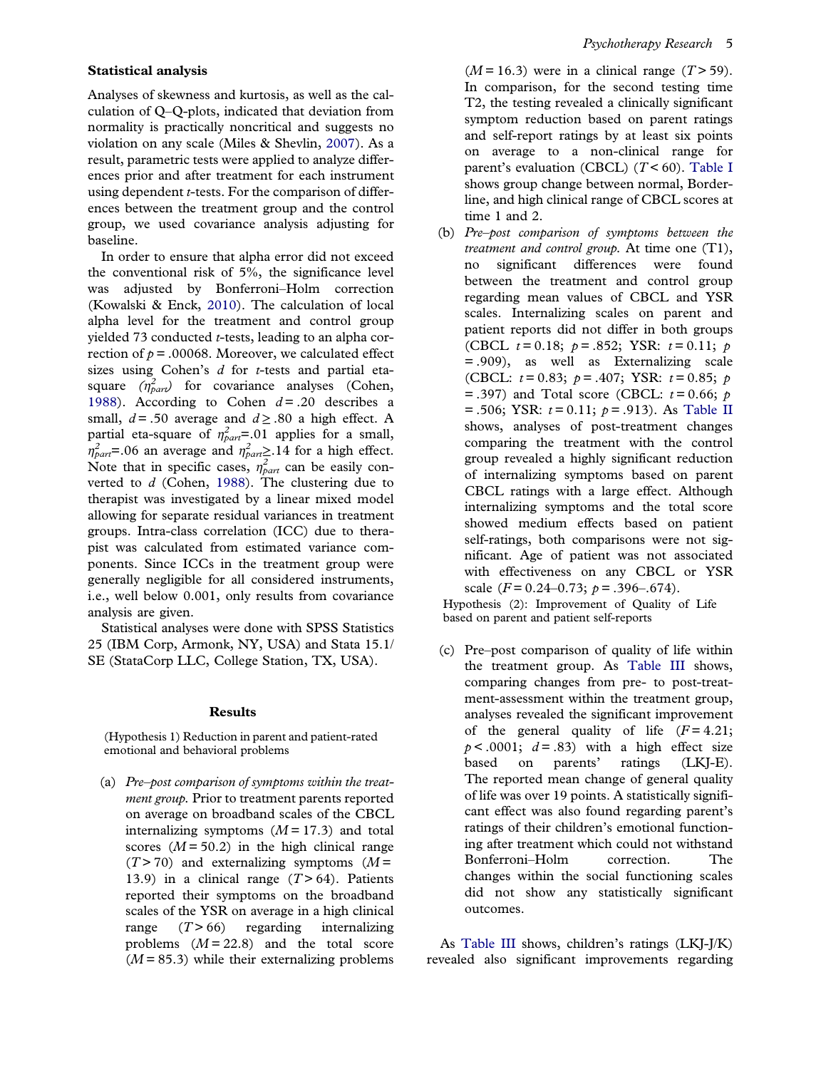### Statistical analysis

Analyses of skewness and kurtosis, as well as the calculation of Q–Q-plots, indicated that deviation from normality is practically noncritical and suggests no violation on any scale (Miles & Shevlin, 2007). As a result, parametric tests were applied to analyze differences prior and after treatment for each instrument using dependent *t*-tests. For the comparison of differences between the treatment group and the control group, we used covariance analysis adjusting for baseline.

In order to ensure that alpha error did not exceed the conventional risk of 5%, the significance level was adjusted by Bonferroni–Holm correction (Kowalski & Enck, 2010). The calculation of local alpha level for the treatment and control group yielded 73 conducted *t*-tests, leading to an alpha correction of $p = .00068$. Moreover, we calculated effect sizes using Cohen's *d* for *t*-tests and partial eta-square ($\eta^2_{part}$) for covariance analyses (Cohen, 1988). According to Cohen $d = .20$ describes a small, $d = .50$ average and $d \geq .80$ a high effect. A partial eta-square of $\eta^2_{part}$=.01 applies for a small, $\eta^2_{part}$=.06 an average and $\eta^2_{part} \geq .14$ for a high effect. Note that in specific cases, $\eta^2_{part}$ can be easily converted to *d* (Cohen, 1988). The clustering due to therapist was investigated by a linear mixed model allowing for separate residual variances in treatment groups. Intra-class correlation (ICC) due to therapist was calculated from estimated variance components. Since ICCs in the treatment group were generally negligible for all considered instruments, i.e., well below 0.001, only results from covariance analysis are given.

Statistical analyses were done with SPSS Statistics 25 (IBM Corp, Armonk, NY, USA) and Stata 15.1/SE (StataCorp LLC, College Station, TX, USA).

## Results

(Hypothesis 1) Reduction in parent and patient-rated emotional and behavioral problems

(a) *Pre–post comparison of symptoms within the treatment group.* Prior to treatment parents reported on average on broadband scales of the CBCL internalizing symptoms ($M = 17.3$) and total scores ($M = 50.2$) in the high clinical range ($T > 70$) and externalizing symptoms ($M = 13.9$) in a clinical range ($T > 64$). Patients reported their symptoms on the broadband scales of the YSR on average in a high clinical range ($T > 66$) regarding internalizing problems ($M = 22.8$) and the total score ($M = 85.3$) while their externalizing problems ($M = 16.3$) were in a clinical range ($T > 59$). In comparison, for the second testing time T2, the testing revealed a clinically significant symptom reduction based on parent ratings and self-report ratings by at least six points on average to a non-clinical range for parent's evaluation (CBCL) ($T < 60$). Table I shows group change between normal, Borderline, and high clinical range of CBCL scores at time 1 and 2.

(b) *Pre–post comparison of symptoms between the treatment and control group.* At time one (T1), no significant differences were found between the treatment and control group regarding mean values of CBCL and YSR scales. Internalizing scales on parent and patient reports did not differ in both groups (CBCL $t = 0.18$; $p = .852$; YSR: $t = 0.11$; $p = .909$), as well as Externalizing scale (CBCL: $t = 0.83$; $p = .407$; YSR: $t = 0.85$; $p = .397$) and Total score (CBCL: $t = 0.66$; $p = .506$; YSR: $t = 0.11$; $p = .913$). As Table II shows, analyses of post-treatment changes comparing the treatment with the control group revealed a highly significant reduction of internalizing symptoms based on parent CBCL ratings with a large effect. Although internalizing symptoms and the total score showed medium effects based on patient self-ratings, both comparisons were not significant. Age of patient was not associated with effectiveness on any CBCL or YSR scale ($F = 0.24$–$0.73$; $p = .396$–$.674$).

Hypothesis (2): Improvement of Quality of Life based on parent and patient self-reports

(c) Pre–post comparison of quality of life within the treatment group. As Table III shows, comparing changes from pre- to post-treatment-assessment within the treatment group, analyses revealed the significant improvement of the general quality of life ($F = 4.21$; $p < .0001$; $d = .83$) with a high effect size based on parents' ratings (LKJ-E). The reported mean change of general quality of life was over 19 points. A statistically significant effect was also found regarding parent's ratings of their children's emotional functioning after treatment which could not withstand Bonferroni–Holm correction. The changes within the social functioning scales did not show any statistically significant outcomes.

As Table III shows, children's ratings (LKJ-J/K) revealed also significant improvements regarding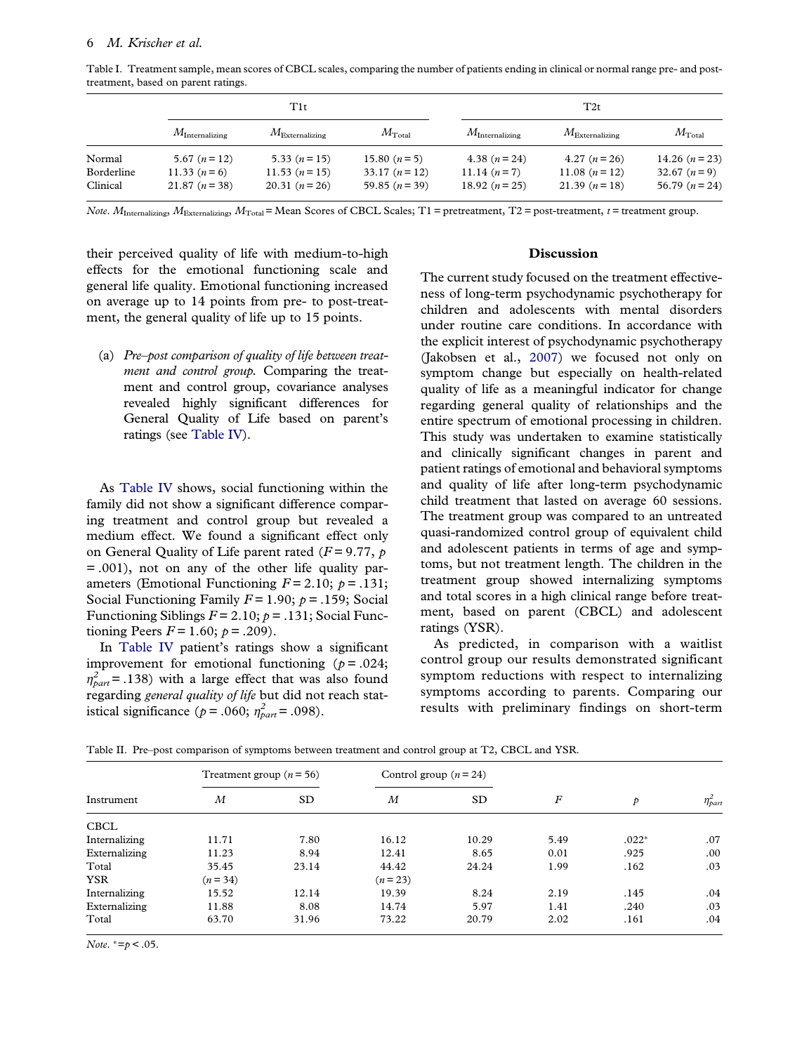Table I. Treatment sample, mean scores of CBCL scales, comparing the number of patients ending in clinical or normal range pre- and post-treatment, based on parent ratings.

| | T1t | | | T2t | | |
|---|---|---|---|---|---|---|
| | $M_{Internalizing}$ | $M_{Externalizing}$ | $M_{Total}$ | $M_{Internalizing}$ | $M_{Externalizing}$ | $M_{Total}$ |
| Normal | 5.67 ($n = 12$) | 5.33 ($n = 15$) | 15.80 ($n = 5$) | 4.38 ($n = 24$) | 4.27 ($n = 26$) | 14.26 ($n = 23$) |
| Borderline | 11.33 ($n = 6$) | 11.53 ($n = 15$) | 33.17 ($n = 12$) | 11.14 ($n = 7$) | 11.08 ($n = 12$) | 32.67 ($n = 9$) |
| Clinical | 21.87 ($n = 38$) | 20.31 ($n = 26$) | 59.85 ($n = 39$) | 18.92 ($n = 25$) | 21.39 ($n = 18$) | 56.79 ($n = 24$) |

*Note.* $M_{Internalizing}$, $M_{Externalizing}$, $M_{Total}$ = Mean Scores of CBCL Scales; T1 = pretreatment, T2 = post-treatment, *t* = treatment group.

their perceived quality of life with medium-to-high effects for the emotional functioning scale and general life quality. Emotional functioning increased on average up to 14 points from pre- to post-treatment, the general quality of life up to 15 points.

(a) *Pre–post comparison of quality of life between treatment and control group.* Comparing the treatment and control group, covariance analyses revealed highly significant differences for General Quality of Life based on parent's ratings (see Table IV).

As Table IV shows, social functioning within the family did not show a significant difference comparing treatment and control group but revealed a medium effect. We found a significant effect only on General Quality of Life parent rated ($F = 9.77$, $p = .001$), not on any of the other life quality parameters (Emotional Functioning $F = 2.10$; $p = .131$; Social Functioning Family $F = 1.90$; $p = .159$; Social Functioning Siblings $F = 2.10$; $p = .131$; Social Functioning Peers $F = 1.60$; $p = .209$).

In Table IV patient's ratings show a significant improvement for emotional functioning ($p = .024$; $\eta^2_{part} = .138$) with a large effect that was also found regarding *general quality of life* but did not reach statistical significance ($p = .060$; $\eta^2_{part} = .098$).

## Discussion

The current study focused on the treatment effectiveness of long-term psychodynamic psychotherapy for children and adolescents with mental disorders under routine care conditions. In accordance with the explicit interest of psychodynamic psychotherapy (Jakobsen et al., 2007) we focused not only on symptom change but especially on health-related quality of life as a meaningful indicator for change regarding general quality of relationships and the entire spectrum of emotional processing in children. This study was undertaken to examine statistically and clinically significant changes in parent and patient ratings of emotional and behavioral symptoms and quality of life after long-term psychodynamic child treatment that lasted on average 60 sessions. The treatment group was compared to an untreated quasi-randomized control group of equivalent child and adolescent patients in terms of age and symptoms, but not treatment length. The children in the treatment group showed internalizing symptoms and total scores in a high clinical range before treatment, based on parent (CBCL) and adolescent ratings (YSR).

As predicted, in comparison with a waitlist control group our results demonstrated significant symptom reductions with respect to internalizing symptoms according to parents. Comparing our results with preliminary findings on short-term

Table II. Pre–post comparison of symptoms between treatment and control group at T2, CBCL and YSR.

| Instrument | Treatment group ($n = 56$) | | Control group ($n = 24$) | | | | |
|---|---|---|---|---|---|---|---|
| | *M* | SD | *M* | SD | *F* | *p* | $\eta^2_{part}$ |
| CBCL | | | | | | | |
| Internalizing | 11.71 | 7.80 | 16.12 | 10.29 | 5.49 | .022* | .07 |
| Externalizing | 11.23 | 8.94 | 12.41 | 8.65 | 0.01 | .925 | .00 |
| Total | 35.45 | 23.14 | 44.42 | 24.24 | 1.99 | .162 | .03 |
| YSR | ($n = 34$) | | ($n = 23$) | | | | |
| Internalizing | 15.52 | 12.14 | 19.39 | 8.24 | 2.19 | .145 | .04 |
| Externalizing | 11.88 | 8.08 | 14.74 | 5.97 | 1.41 | .240 | .03 |
| Total | 63.70 | 31.96 | 73.22 | 20.79 | 2.02 | .161 | .04 |

*Note.* * = $p < .05$.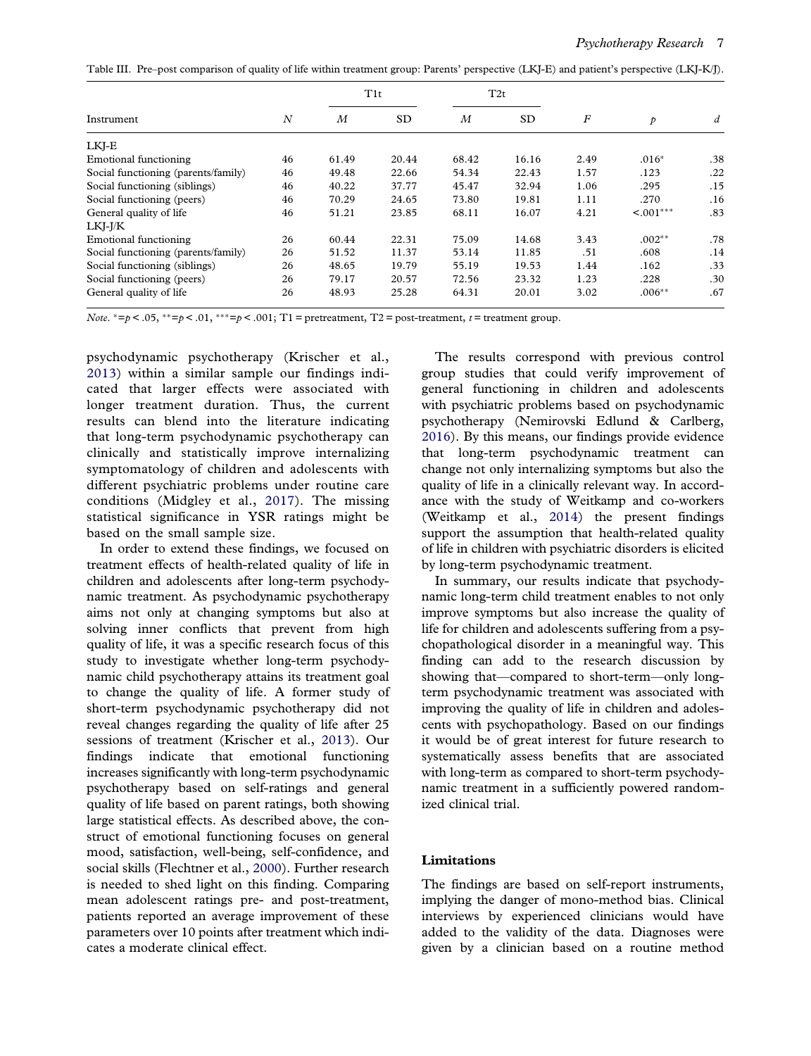Table III. Pre–post comparison of quality of life within treatment group: Parents' perspective (LKJ-E) and patient's perspective (LKJ-K/J).

| Instrument | *N* | T1t | | T2t | | *F* | *p* | *d* |
|---|---|---|---|---|---|---|---|---|
| | | *M* | SD | *M* | SD | | | |
| LKJ-E | | | | | | | | |
| Emotional functioning | 46 | 61.49 | 20.44 | 68.42 | 16.16 | 2.49 | .016* | .38 |
| Social functioning (parents/family) | 46 | 49.48 | 22.66 | 54.34 | 22.43 | 1.57 | .123 | .22 |
| Social functioning (siblings) | 46 | 40.22 | 37.77 | 45.47 | 32.94 | 1.06 | .295 | .15 |
| Social functioning (peers) | 46 | 70.29 | 24.65 | 73.80 | 19.81 | 1.11 | .270 | .16 |
| General quality of life | 46 | 51.21 | 23.85 | 68.11 | 16.07 | 4.21 | <.001*** | .83 |
| LKJ-J/K | | | | | | | | |
| Emotional functioning | 26 | 60.44 | 22.31 | 75.09 | 14.68 | 3.43 | .002** | .78 |
| Social functioning (parents/family) | 26 | 51.52 | 11.37 | 53.14 | 11.85 | .51 | .608 | .14 |
| Social functioning (siblings) | 26 | 48.65 | 19.79 | 55.19 | 19.53 | 1.44 | .162 | .33 |
| Social functioning (peers) | 26 | 79.17 | 20.57 | 72.56 | 23.32 | 1.23 | .228 | .30 |
| General quality of life | 26 | 48.93 | 25.28 | 64.31 | 20.01 | 3.02 | .006** | .67 |

*Note*. *=$p < .05$, **=$p < .01$, ***=$p < .001$; T1 = pretreatment, T2 = post-treatment, *t* = treatment group.

psychodynamic psychotherapy (Krischer et al., 2013) within a similar sample our findings indicated that larger effects were associated with longer treatment duration. Thus, the current results can blend into the literature indicating that long-term psychodynamic psychotherapy can clinically and statistically improve internalizing symptomatology of children and adolescents with different psychiatric problems under routine care conditions (Midgley et al., 2017). The missing statistical significance in YSR ratings might be based on the small sample size.

In order to extend these findings, we focused on treatment effects of health-related quality of life in children and adolescents after long-term psychodynamic treatment. As psychodynamic psychotherapy aims not only at changing symptoms but also at solving inner conflicts that prevent from high quality of life, it was a specific research focus of this study to investigate whether long-term psychodynamic child psychotherapy attains its treatment goal to change the quality of life. A former study of short-term psychodynamic psychotherapy did not reveal changes regarding the quality of life after 25 sessions of treatment (Krischer et al., 2013). Our findings indicate that emotional functioning increases significantly with long-term psychodynamic psychotherapy based on self-ratings and general quality of life based on parent ratings, both showing large statistical effects. As described above, the construct of emotional functioning focuses on general mood, satisfaction, well-being, self-confidence, and social skills (Flechtner et al., 2000). Further research is needed to shed light on this finding. Comparing mean adolescent ratings pre- and post-treatment, patients reported an average improvement of these parameters over 10 points after treatment which indicates a moderate clinical effect.

The results correspond with previous control group studies that could verify improvement of general functioning in children and adolescents with psychiatric problems based on psychodynamic psychotherapy (Nemirovski Edlund & Carlberg, 2016). By this means, our findings provide evidence that long-term psychodynamic treatment can change not only internalizing symptoms but also the quality of life in a clinically relevant way. In accordance with the study of Weitkamp and co-workers (Weitkamp et al., 2014) the present findings support the assumption that health-related quality of life in children with psychiatric disorders is elicited by long-term psychodynamic treatment.

In summary, our results indicate that psychodynamic long-term child treatment enables to not only improve symptoms but also increase the quality of life for children and adolescents suffering from a psychopathological disorder in a meaningful way. This finding can add to the research discussion by showing that—compared to short-term—only long-term psychodynamic treatment was associated with improving the quality of life in children and adolescents with psychopathology. Based on our findings it would be of great interest for future research to systematically assess benefits that are associated with long-term as compared to short-term psychodynamic treatment in a sufficiently powered randomized clinical trial.

## Limitations

The findings are based on self-report instruments, implying the danger of mono-method bias. Clinical interviews by experienced clinicians would have added to the validity of the data. Diagnoses were given by a clinician based on a routine method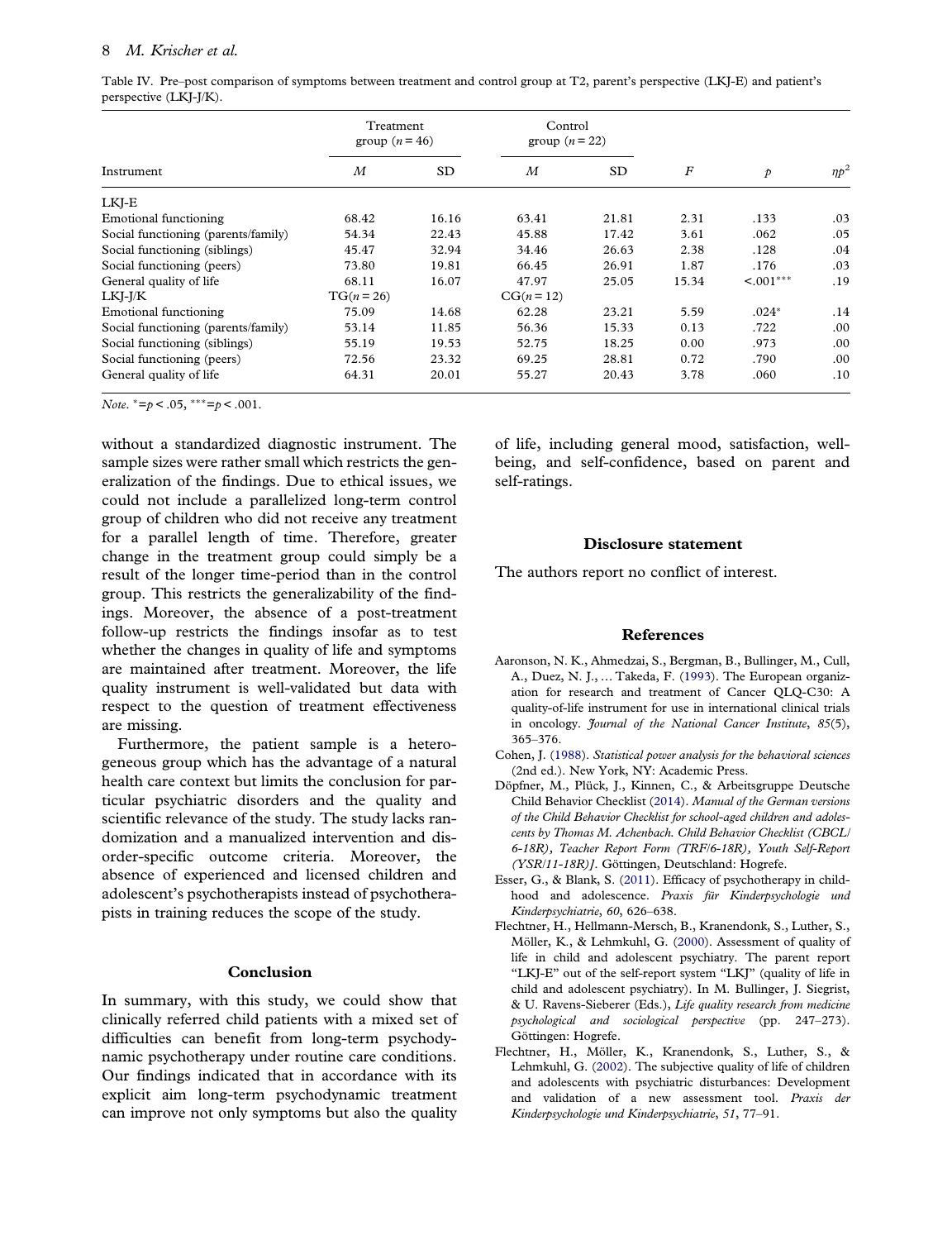Table IV. Pre–post comparison of symptoms between treatment and control group at T2, parent's perspective (LKJ-E) and patient's perspective (LKJ-J/K).

| Instrument | Treatment group ($n = 46$) | | Control group ($n = 22$) | | | | |
|---|---|---|---|---|---|---|---|
| | *M* | SD | *M* | SD | *F* | *p* | $\eta p^2$ |
| LKJ-E | | | | | | | |
| Emotional functioning | 68.42 | 16.16 | 63.41 | 21.81 | 2.31 | .133 | .03 |
| Social functioning (parents/family) | 54.34 | 22.43 | 45.88 | 17.42 | 3.61 | .062 | .05 |
| Social functioning (siblings) | 45.47 | 32.94 | 34.46 | 26.63 | 2.38 | .128 | .04 |
| Social functioning (peers) | 73.80 | 19.81 | 66.45 | 26.91 | 1.87 | .176 | .03 |
| General quality of life | 68.11 | 16.07 | 47.97 | 25.05 | 15.34 | <.001*** | .19 |
| LKJ-J/K | TG($n = 26$) | | CG($n = 12$) | | | | |
| Emotional functioning | 75.09 | 14.68 | 62.28 | 23.21 | 5.59 | .024* | .14 |
| Social functioning (parents/family) | 53.14 | 11.85 | 56.36 | 15.33 | 0.13 | .722 | .00 |
| Social functioning (siblings) | 55.19 | 19.53 | 52.75 | 18.25 | 0.00 | .973 | .00 |
| Social functioning (peers) | 72.56 | 23.32 | 69.25 | 28.81 | 0.72 | .790 | .00 |
| General quality of life | 64.31 | 20.01 | 55.27 | 20.43 | 3.78 | .060 | .10 |

*Note*. *=$p < .05$, ***=$p < .001$.

without a standardized diagnostic instrument. The sample sizes were rather small which restricts the generalization of the findings. Due to ethical issues, we could not include a parallelized long-term control group of children who did not receive any treatment for a parallel length of time. Therefore, greater change in the treatment group could simply be a result of the longer time-period than in the control group. This restricts the generalizability of the findings. Moreover, the absence of a post-treatment follow-up restricts the findings insofar as to test whether the changes in quality of life and symptoms are maintained after treatment. Moreover, the life quality instrument is well-validated but data with respect to the question of treatment effectiveness are missing.

Furthermore, the patient sample is a heterogeneous group which has the advantage of a natural health care context but limits the conclusion for particular psychiatric disorders and the quality and scientific relevance of the study. The study lacks randomization and a manualized intervention and disorder-specific outcome criteria. Moreover, the absence of experienced and licensed children and adolescent's psychotherapists instead of psychotherapists in training reduces the scope of the study.

## Conclusion

In summary, with this study, we could show that clinically referred child patients with a mixed set of difficulties can benefit from long-term psychodynamic psychotherapy under routine care conditions. Our findings indicated that in accordance with its explicit aim long-term psychodynamic treatment can improve not only symptoms but also the quality of life, including general mood, satisfaction, well-being, and self-confidence, based on parent and self-ratings.

## Disclosure statement

The authors report no conflict of interest.

## References

Aaronson, N. K., Ahmedzai, S., Bergman, B., Bullinger, M., Cull, A., Duez, N. J., … Takeda, F. (1993). The European organization for research and treatment of Cancer QLQ-C30: A quality-of-life instrument for use in international clinical trials in oncology. *Journal of the National Cancer Institute*, *85*(5), 365–376.

Cohen, J. (1988). *Statistical power analysis for the behavioral sciences* (2nd ed.). New York, NY: Academic Press.

Döpfner, M., Plück, J., Kinnen, C., & Arbeitsgruppe Deutsche Child Behavior Checklist (2014). *Manual of the German versions of the Child Behavior Checklist for school-aged children and adolescents by Thomas M. Achenbach. Child Behavior Checklist (CBCL/6-18R), Teacher Report Form (TRF/6-18R), Youth Self-Report (YSR/11-18R)]*. Göttingen, Deutschland: Hogrefe.

Esser, G., & Blank, S. (2011). Efficacy of psychotherapy in childhood and adolescence. *Praxis für Kinderpsychologie und Kinderpsychiatrie*, *60*, 626–638.

Flechtner, H., Hellmann-Mersch, B., Kranendonk, S., Luther, S., Möller, K., & Lehmkuhl, G. (2000). Assessment of quality of life in child and adolescent psychiatry. The parent report "LKJ-E" out of the self-report system "LKJ" (quality of life in child and adolescent psychiatry). In M. Bullinger, J. Siegrist, & U. Ravens-Sieberer (Eds.), *Life quality research from medicine psychological and sociological perspective* (pp. 247–273). Göttingen: Hogrefe.

Flechtner, H., Möller, K., Kranendonk, S., Luther, S., & Lehmkuhl, G. (2002). The subjective quality of life of children and adolescents with psychiatric disturbances: Development and validation of a new assessment tool. *Praxis der Kinderpsychologie und Kinderpsychiatrie*, *51*, 77–91.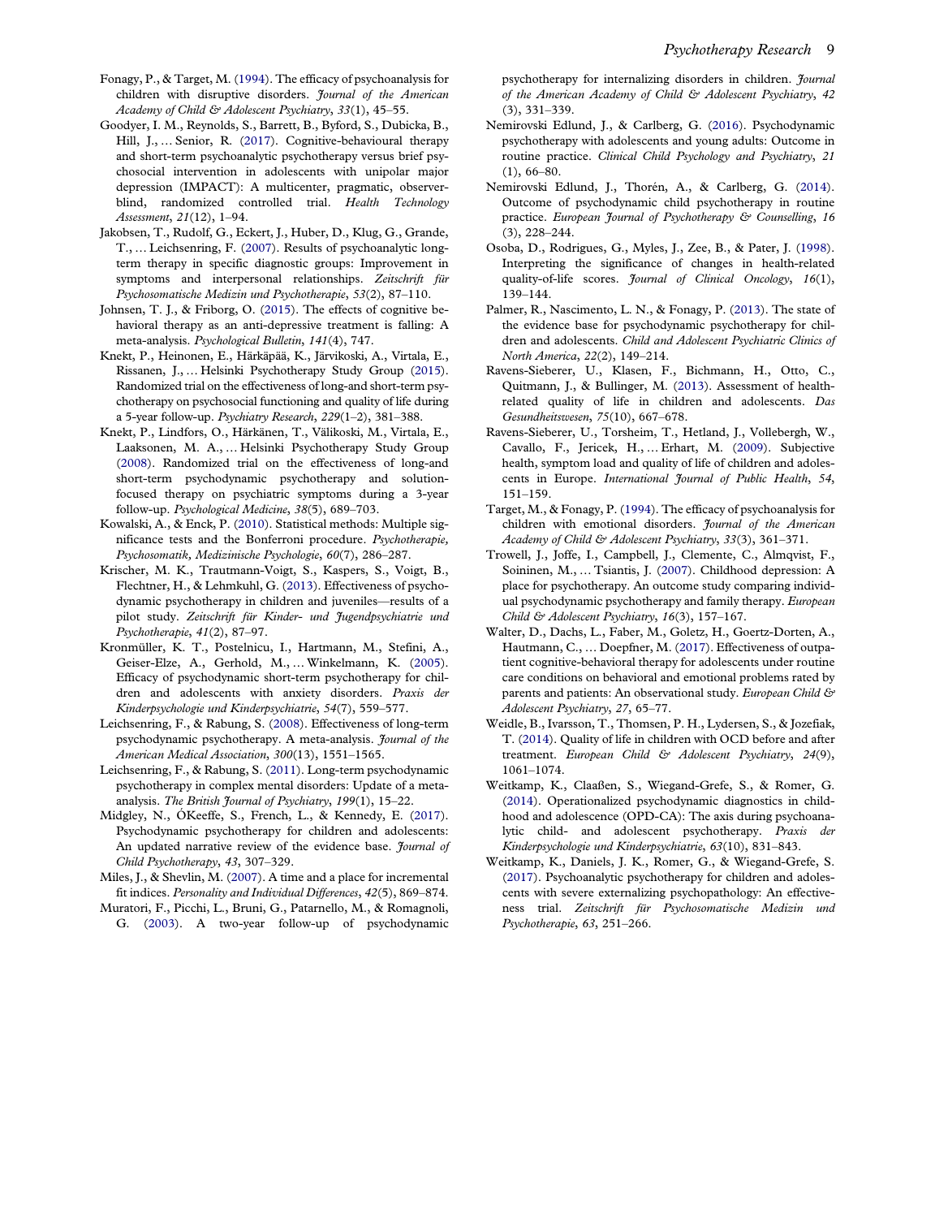Fonagy, P., & Target, M. (1994). The efficacy of psychoanalysis for children with disruptive disorders. *Journal of the American Academy of Child & Adolescent Psychiatry*, *33*(1), 45–55.

Goodyer, I. M., Reynolds, S., Barrett, B., Byford, S., Dubicka, B., Hill, J., … Senior, R. (2017). Cognitive-behavioural therapy and short-term psychoanalytic psychotherapy versus brief psychosocial intervention in adolescents with unipolar major depression (IMPACT): A multicenter, pragmatic, observer-blind, randomized controlled trial. *Health Technology Assessment*, *21*(12), 1–94.

Jakobsen, T., Rudolf, G., Eckert, J., Huber, D., Klug, G., Grande, T., … Leichsenring, F. (2007). Results of psychoanalytic long-term therapy in specific diagnostic groups: Improvement in symptoms and interpersonal relationships. *Zeitschrift für Psychosomatische Medizin und Psychotherapie*, *53*(2), 87–110.

Johnsen, T. J., & Friborg, O. (2015). The effects of cognitive behavioral therapy as an anti-depressive treatment is falling: A meta-analysis. *Psychological Bulletin*, *141*(4), 747.

Knekt, P., Heinonen, E., Härkäpää, K., Järvikoski, A., Virtala, E., Rissanen, J., … Helsinki Psychotherapy Study Group (2015). Randomized trial on the effectiveness of long-and short-term psychotherapy on psychosocial functioning and quality of life during a 5-year follow-up. *Psychiatry Research*, *229*(1–2), 381–388.

Knekt, P., Lindfors, O., Härkänen, T., Välikoski, M., Virtala, E., Laaksonen, M. A., … Helsinki Psychotherapy Study Group (2008). Randomized trial on the effectiveness of long-and short-term psychodynamic psychotherapy and solution-focused therapy on psychiatric symptoms during a 3-year follow-up. *Psychological Medicine*, *38*(5), 689–703.

Kowalski, A., & Enck, P. (2010). Statistical methods: Multiple significance tests and the Bonferroni procedure. *Psychotherapie, Psychosomatik, Medizinische Psychologie*, *60*(7), 286–287.

Krischer, M. K., Trautmann-Voigt, S., Kaspers, S., Voigt, B., Flechtner, H., & Lehmkuhl, G. (2013). Effectiveness of psychodynamic psychotherapy in children and juveniles—results of a pilot study. *Zeitschrift für Kinder- und Jugendpsychiatrie und Psychotherapie*, *41*(2), 87–97.

Kronmüller, K. T., Postelnicu, I., Hartmann, M., Stefini, A., Geiser-Elze, A., Gerhold, M., … Winkelmann, K. (2005). Efficacy of psychodynamic short-term psychotherapy for children and adolescents with anxiety disorders. *Praxis der Kinderpsychologie und Kinderpsychiatrie*, *54*(7), 559–577.

Leichsenring, F., & Rabung, S. (2008). Effectiveness of long-term psychodynamic psychotherapy. A meta-analysis. *Journal of the American Medical Association*, *300*(13), 1551–1565.

Leichsenring, F., & Rabung, S. (2011). Long-term psychodynamic psychotherapy in complex mental disorders: Update of a meta-analysis. *The British Journal of Psychiatry*, *199*(1), 15–22.

Midgley, N., ÓKeeffe, S., French, L., & Kennedy, E. (2017). Psychodynamic psychotherapy for children and adolescents: An updated narrative review of the evidence base. *Journal of Child Psychotherapy*, *43*, 307–329.

Miles, J., & Shevlin, M. (2007). A time and a place for incremental fit indices. *Personality and Individual Differences*, *42*(5), 869–874.

Muratori, F., Picchi, L., Bruni, G., Patarnello, M., & Romagnoli, G. (2003). A two-year follow-up of psychodynamic psychotherapy for internalizing disorders in children. *Journal of the American Academy of Child & Adolescent Psychiatry*, *42*(3), 331–339.

Nemirovski Edlund, J., & Carlberg, G. (2016). Psychodynamic psychotherapy with adolescents and young adults: Outcome in routine practice. *Clinical Child Psychology and Psychiatry*, *21*(1), 66–80.

Nemirovski Edlund, J., Thorén, A., & Carlberg, G. (2014). Outcome of psychodynamic child psychotherapy in routine practice. *European Journal of Psychotherapy & Counselling*, *16*(3), 228–244.

Osoba, D., Rodrigues, G., Myles, J., Zee, B., & Pater, J. (1998). Interpreting the significance of changes in health-related quality-of-life scores. *Journal of Clinical Oncology*, *16*(1), 139–144.

Palmer, R., Nascimento, L. N., & Fonagy, P. (2013). The state of the evidence base for psychodynamic psychotherapy for children and adolescents. *Child and Adolescent Psychiatric Clinics of North America*, *22*(2), 149–214.

Ravens-Sieberer, U., Klasen, F., Bichmann, H., Otto, C., Quitmann, J., & Bullinger, M. (2013). Assessment of health-related quality of life in children and adolescents. *Das Gesundheitswesen*, *75*(10), 667–678.

Ravens-Sieberer, U., Torsheim, T., Hetland, J., Vollebergh, W., Cavallo, F., Jericek, H., … Erhart, M. (2009). Subjective health, symptom load and quality of life of children and adolescents in Europe. *International Journal of Public Health*, *54*, 151–159.

Target, M., & Fonagy, P. (1994). The efficacy of psychoanalysis for children with emotional disorders. *Journal of the American Academy of Child & Adolescent Psychiatry*, *33*(3), 361–371.

Trowell, J., Joffe, I., Campbell, J., Clemente, C., Almqvist, F., Soininen, M., … Tsiantis, J. (2007). Childhood depression: A place for psychotherapy. An outcome study comparing individual psychodynamic psychotherapy and family therapy. *European Child & Adolescent Psychiatry*, *16*(3), 157–167.

Walter, D., Dachs, L., Faber, M., Goletz, H., Goertz-Dorten, A., Hautmann, C., … Doepfner, M. (2017). Effectiveness of outpatient cognitive-behavioral therapy for adolescents under routine care conditions on behavioral and emotional problems rated by parents and patients: An observational study. *European Child & Adolescent Psychiatry*, *27*, 65–77.

Weidle, B., Ivarsson, T., Thomsen, P. H., Lydersen, S., & Jozefiak, T. (2014). Quality of life in children with OCD before and after treatment. *European Child & Adolescent Psychiatry*, *24*(9), 1061–1074.

Weitkamp, K., Claaßen, S., Wiegand-Grefe, S., & Romer, G. (2014). Operationalized psychodynamic diagnostics in childhood and adolescence (OPD-CA): The axis during psychoanalytic child- and adolescent psychotherapy. *Praxis der Kinderpsychologie und Kinderpsychiatrie*, *63*(10), 831–843.

Weitkamp, K., Daniels, J. K., Romer, G., & Wiegand-Grefe, S. (2017). Psychoanalytic psychotherapy for children and adolescents with severe externalizing psychopathology: An effectiveness trial. *Zeitschrift für Psychosomatische Medizin und Psychotherapie*, *63*, 251–266.